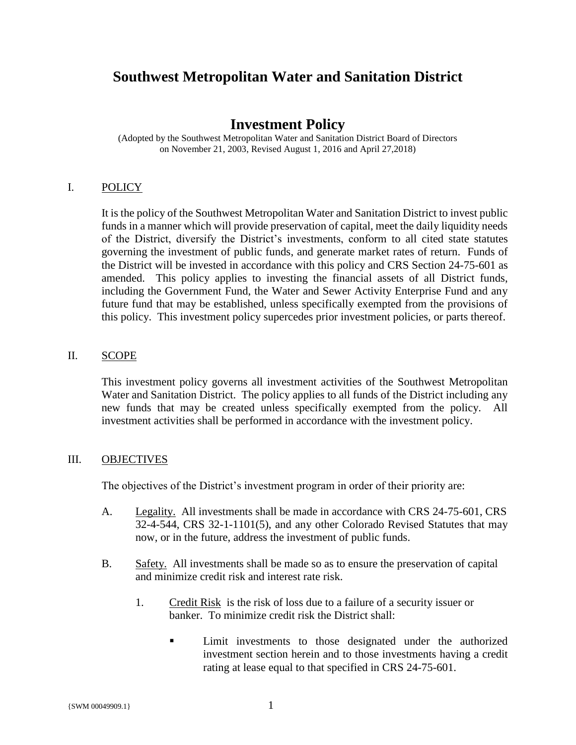# Southwest Metropolitan Water and Sanitation District

## Investment Policy

(Adopted by the Southwest Metropolitan Water and Sanitation District Board of Directors on November 21, 2003, Revised August 1, 2016 and April 27,2018)

## I. POLICY

It is the policy of the Southwest Metropolitan Water and Sanitation District to invest public funds in a manner which will provide preservation of capital, meet the daily liquidity needs of the District, diversify the District's investments, conform to all cited state statutes governing the investment of public funds, and generate market rates of return. Funds of the District will be invested in accordance with this policy and CRS Section 24-75-601 as amended. This policy applies to investing the financial assets of all District funds, including the Government Fund, the Water and Sewer Activity Enterprise Fund and any future fund that may be established, unless specifically exempted from the provisions of this policy. This investment policy supercedes prior investment policies, or parts thereof.

## II. SCOPE

This investment policy governs all investment activities of the Southwest Metropolitan Water and Sanitation District. The policy applies to all funds of the District including any new funds that may be created unless specifically exempted from the policy. All investment activities shall be performed in accordance with the investment policy.

## III. OBJECTIVES

The objectives of the District's investment program in order of their priority are:

A. Legality. All investments shall be made in accordance with CRS 24-75-601, CRS 32-4-544, CRS 32-1-1101(5), and any other Colorado Revised Statutes that may now, or in the future, address the investment of public funds.

B. Safety. All investments shall be made so as to ensure the preservation of capital and minimize credit risk and interest rate risk.

1. Credit Risk is the risk of loss due to a failure of a security issuer or banker. To minimize credit risk the District shall:

   - Limit investments to those designated under the authorized investment section herein and to those investments having a credit rating at lease equal to that specified in CRS 24-75-601.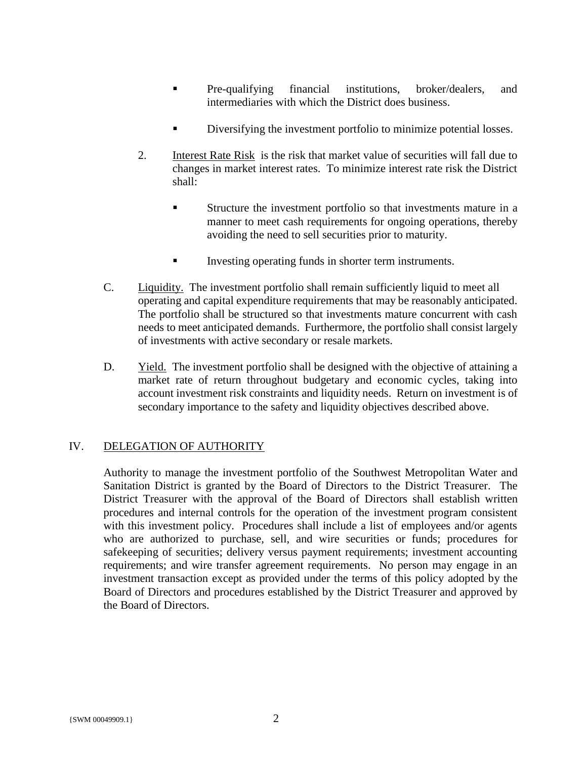- Pre-qualifying financial institutions, broker/dealers, and intermediaries with which the District does business.

- Diversifying the investment portfolio to minimize potential losses.

2. Interest Rate Risk is the risk that market value of securities will fall due to changes in market interest rates. To minimize interest rate risk the District shall:

   - Structure the investment portfolio so that investments mature in a manner to meet cash requirements for ongoing operations, thereby avoiding the need to sell securities prior to maturity.

   - Investing operating funds in shorter term instruments.

C. Liquidity. The investment portfolio shall remain sufficiently liquid to meet all operating and capital expenditure requirements that may be reasonably anticipated. The portfolio shall be structured so that investments mature concurrent with cash needs to meet anticipated demands. Furthermore, the portfolio shall consist largely of investments with active secondary or resale markets.

D. Yield. The investment portfolio shall be designed with the objective of attaining a market rate of return throughout budgetary and economic cycles, taking into account investment risk constraints and liquidity needs. Return on investment is of secondary importance to the safety and liquidity objectives described above.

## IV. DELEGATION OF AUTHORITY

Authority to manage the investment portfolio of the Southwest Metropolitan Water and Sanitation District is granted by the Board of Directors to the District Treasurer. The District Treasurer with the approval of the Board of Directors shall establish written procedures and internal controls for the operation of the investment program consistent with this investment policy. Procedures shall include a list of employees and/or agents who are authorized to purchase, sell, and wire securities or funds; procedures for safekeeping of securities; delivery versus payment requirements; investment accounting requirements; and wire transfer agreement requirements. No person may engage in an investment transaction except as provided under the terms of this policy adopted by the Board of Directors and procedures established by the District Treasurer and approved by the Board of Directors.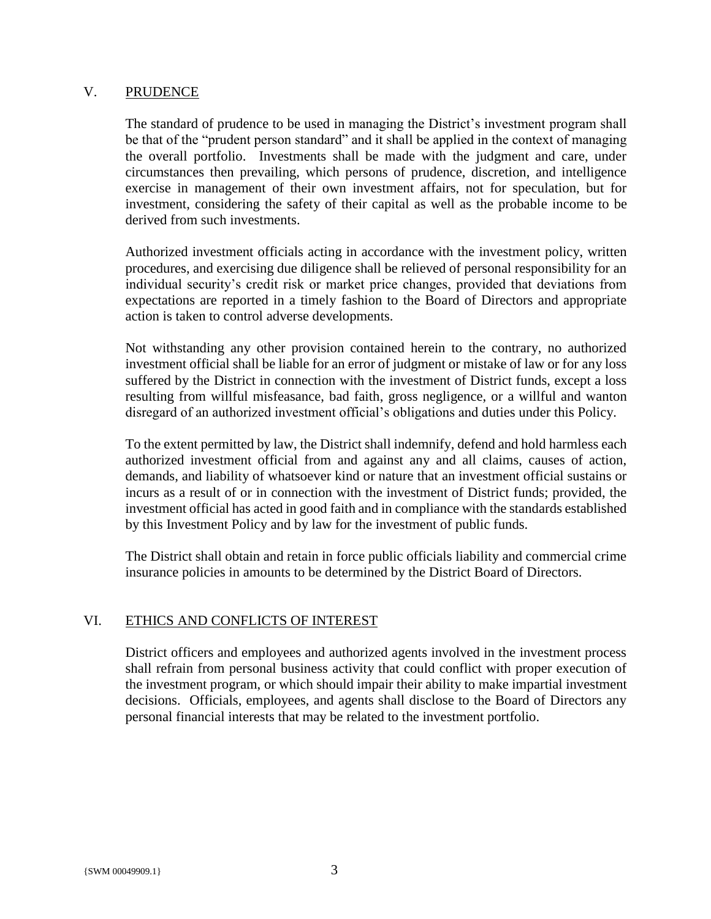## V. PRUDENCE

The standard of prudence to be used in managing the District's investment program shall be that of the "prudent person standard" and it shall be applied in the context of managing the overall portfolio. Investments shall be made with the judgment and care, under circumstances then prevailing, which persons of prudence, discretion, and intelligence exercise in management of their own investment affairs, not for speculation, but for investment, considering the safety of their capital as well as the probable income to be derived from such investments.

Authorized investment officials acting in accordance with the investment policy, written procedures, and exercising due diligence shall be relieved of personal responsibility for an individual security's credit risk or market price changes, provided that deviations from expectations are reported in a timely fashion to the Board of Directors and appropriate action is taken to control adverse developments.

Not withstanding any other provision contained herein to the contrary, no authorized investment official shall be liable for an error of judgment or mistake of law or for any loss suffered by the District in connection with the investment of District funds, except a loss resulting from willful misfeasance, bad faith, gross negligence, or a willful and wanton disregard of an authorized investment official's obligations and duties under this Policy.

To the extent permitted by law, the District shall indemnify, defend and hold harmless each authorized investment official from and against any and all claims, causes of action, demands, and liability of whatsoever kind or nature that an investment official sustains or incurs as a result of or in connection with the investment of District funds; provided, the investment official has acted in good faith and in compliance with the standards established by this Investment Policy and by law for the investment of public funds.

The District shall obtain and retain in force public officials liability and commercial crime insurance policies in amounts to be determined by the District Board of Directors.

## VI. ETHICS AND CONFLICTS OF INTEREST

District officers and employees and authorized agents involved in the investment process shall refrain from personal business activity that could conflict with proper execution of the investment program, or which should impair their ability to make impartial investment decisions. Officials, employees, and agents shall disclose to the Board of Directors any personal financial interests that may be related to the investment portfolio.

{SWM 00049909.1}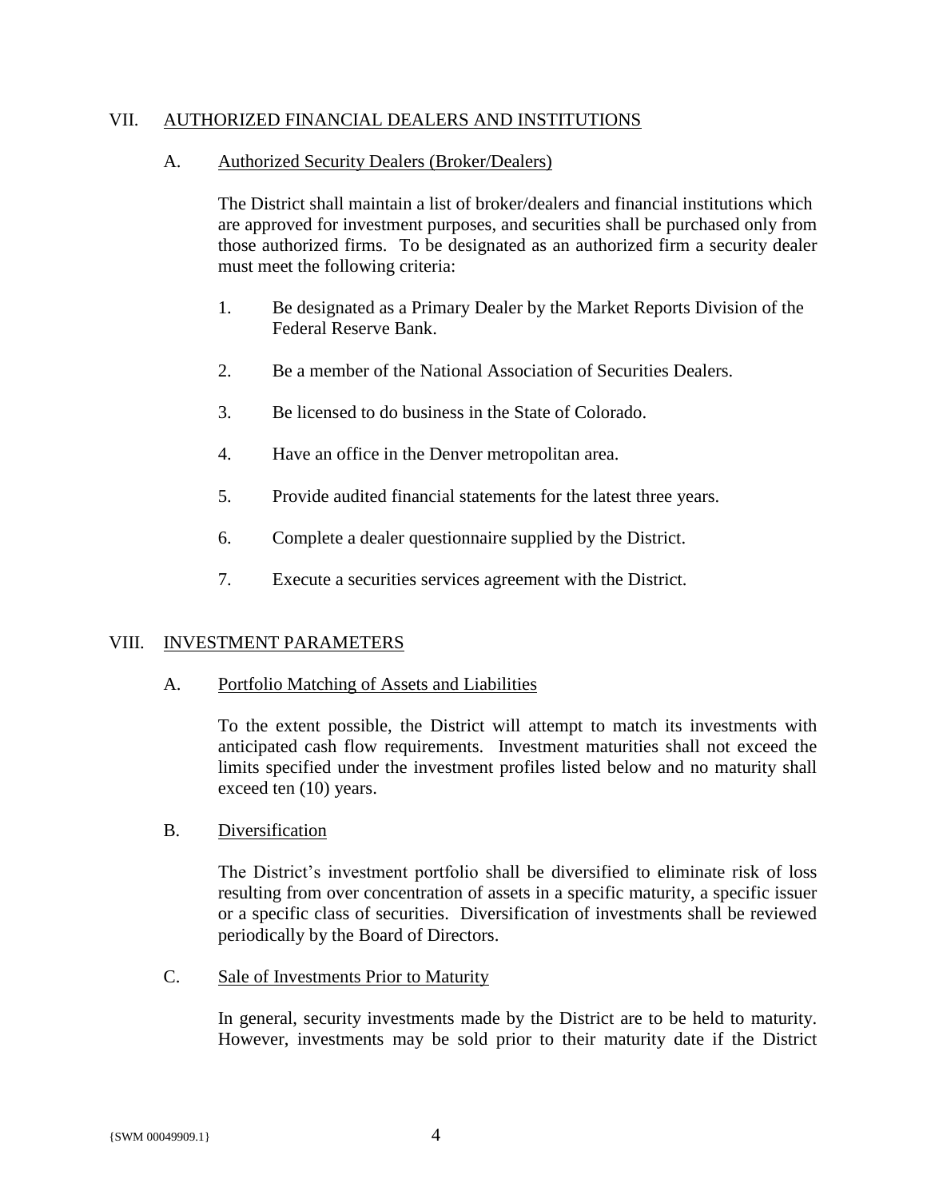## VII. AUTHORIZED FINANCIAL DEALERS AND INSTITUTIONS

### A. Authorized Security Dealers (Broker/Dealers)

The District shall maintain a list of broker/dealers and financial institutions which are approved for investment purposes, and securities shall be purchased only from those authorized firms. To be designated as an authorized firm a security dealer must meet the following criteria:

1. Be designated as a Primary Dealer by the Market Reports Division of the Federal Reserve Bank.
2. Be a member of the National Association of Securities Dealers.
3. Be licensed to do business in the State of Colorado.
4. Have an office in the Denver metropolitan area.
5. Provide audited financial statements for the latest three years.
6. Complete a dealer questionnaire supplied by the District.
7. Execute a securities services agreement with the District.

## VIII. INVESTMENT PARAMETERS

### A. Portfolio Matching of Assets and Liabilities

To the extent possible, the District will attempt to match its investments with anticipated cash flow requirements. Investment maturities shall not exceed the limits specified under the investment profiles listed below and no maturity shall exceed ten (10) years.

### B. Diversification

The District's investment portfolio shall be diversified to eliminate risk of loss resulting from over concentration of assets in a specific maturity, a specific issuer or a specific class of securities. Diversification of investments shall be reviewed periodically by the Board of Directors.

### C. Sale of Investments Prior to Maturity

In general, security investments made by the District are to be held to maturity. However, investments may be sold prior to their maturity date if the District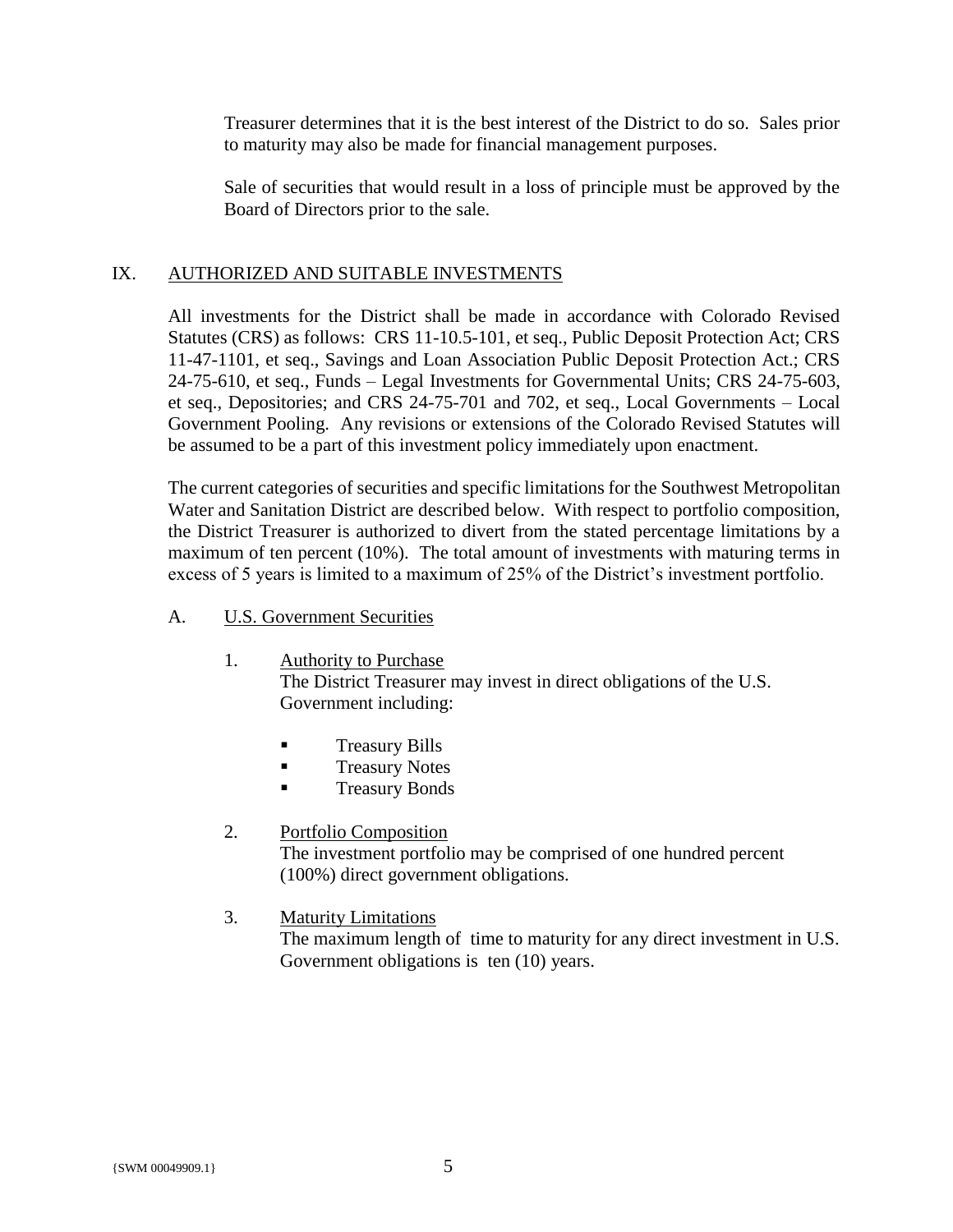Treasurer determines that it is the best interest of the District to do so. Sales prior to maturity may also be made for financial management purposes.

Sale of securities that would result in a loss of principle must be approved by the Board of Directors prior to the sale.

## IX. AUTHORIZED AND SUITABLE INVESTMENTS

All investments for the District shall be made in accordance with Colorado Revised Statutes (CRS) as follows: CRS 11-10.5-101, et seq., Public Deposit Protection Act; CRS 11-47-1101, et seq., Savings and Loan Association Public Deposit Protection Act.; CRS 24-75-610, et seq., Funds – Legal Investments for Governmental Units; CRS 24-75-603, et seq., Depositories; and CRS 24-75-701 and 702, et seq., Local Governments – Local Government Pooling. Any revisions or extensions of the Colorado Revised Statutes will be assumed to be a part of this investment policy immediately upon enactment.

The current categories of securities and specific limitations for the Southwest Metropolitan Water and Sanitation District are described below. With respect to portfolio composition, the District Treasurer is authorized to divert from the stated percentage limitations by a maximum of ten percent (10%). The total amount of investments with maturing terms in excess of 5 years is limited to a maximum of 25% of the District's investment portfolio.

### A. U.S. Government Securities

1. Authority to Purchase
   The District Treasurer may invest in direct obligations of the U.S. Government including:

   - Treasury Bills
   - Treasury Notes
   - Treasury Bonds

2. Portfolio Composition
   The investment portfolio may be comprised of one hundred percent (100%) direct government obligations.

3. Maturity Limitations
   The maximum length of time to maturity for any direct investment in U.S. Government obligations is ten (10) years.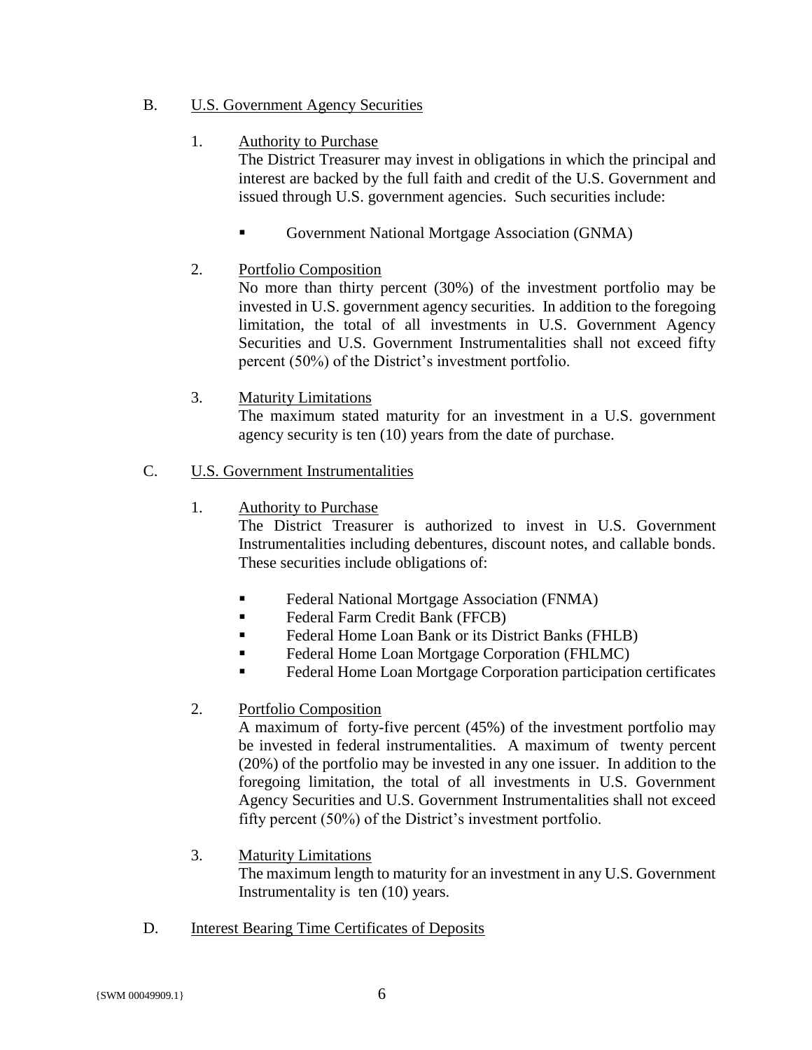B. U.S. Government Agency Securities

1. Authority to Purchase

   The District Treasurer may invest in obligations in which the principal and interest are backed by the full faith and credit of the U.S. Government and issued through U.S. government agencies. Such securities include:

   - Government National Mortgage Association (GNMA)

2. Portfolio Composition

   No more than thirty percent (30%) of the investment portfolio may be invested in U.S. government agency securities. In addition to the foregoing limitation, the total of all investments in U.S. Government Agency Securities and U.S. Government Instrumentalities shall not exceed fifty percent (50%) of the District's investment portfolio.

3. Maturity Limitations

   The maximum stated maturity for an investment in a U.S. government agency security is ten (10) years from the date of purchase.

C. U.S. Government Instrumentalities

1. Authority to Purchase

   The District Treasurer is authorized to invest in U.S. Government Instrumentalities including debentures, discount notes, and callable bonds. These securities include obligations of:

   - Federal National Mortgage Association (FNMA)
   - Federal Farm Credit Bank (FFCB)
   - Federal Home Loan Bank or its District Banks (FHLB)
   - Federal Home Loan Mortgage Corporation (FHLMC)
   - Federal Home Loan Mortgage Corporation participation certificates

2. Portfolio Composition

   A maximum of forty-five percent (45%) of the investment portfolio may be invested in federal instrumentalities. A maximum of twenty percent (20%) of the portfolio may be invested in any one issuer. In addition to the foregoing limitation, the total of all investments in U.S. Government Agency Securities and U.S. Government Instrumentalities shall not exceed fifty percent (50%) of the District's investment portfolio.

3. Maturity Limitations

   The maximum length to maturity for an investment in any U.S. Government Instrumentality is ten (10) years.

D. Interest Bearing Time Certificates of Deposits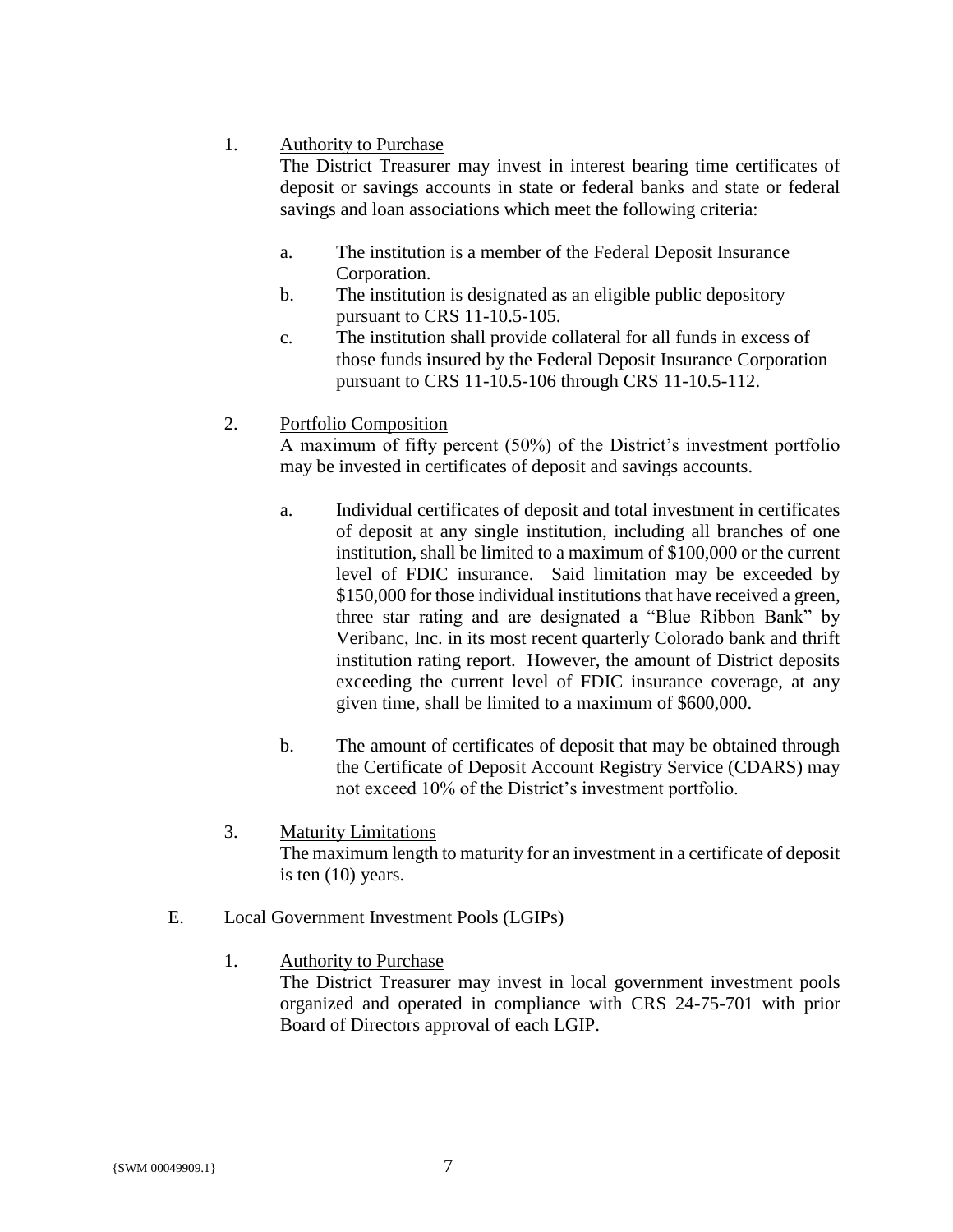1. <u>Authority to Purchase</u>
   The District Treasurer may invest in interest bearing time certificates of deposit or savings accounts in state or federal banks and state or federal savings and loan associations which meet the following criteria:

   a. The institution is a member of the Federal Deposit Insurance Corporation.
   b. The institution is designated as an eligible public depository pursuant to CRS 11-10.5-105.
   c. The institution shall provide collateral for all funds in excess of those funds insured by the Federal Deposit Insurance Corporation pursuant to CRS 11-10.5-106 through CRS 11-10.5-112.

2. <u>Portfolio Composition</u>
   A maximum of fifty percent (50%) of the District's investment portfolio may be invested in certificates of deposit and savings accounts.

   a. Individual certificates of deposit and total investment in certificates of deposit at any single institution, including all branches of one institution, shall be limited to a maximum of $100,000 or the current level of FDIC insurance. Said limitation may be exceeded by $150,000 for those individual institutions that have received a green, three star rating and are designated a "Blue Ribbon Bank" by Veribanc, Inc. in its most recent quarterly Colorado bank and thrift institution rating report. However, the amount of District deposits exceeding the current level of FDIC insurance coverage, at any given time, shall be limited to a maximum of $600,000.

   b. The amount of certificates of deposit that may be obtained through the Certificate of Deposit Account Registry Service (CDARS) may not exceed 10% of the District's investment portfolio.

3. <u>Maturity Limitations</u>
   The maximum length to maturity for an investment in a certificate of deposit is ten (10) years.

E. <u>Local Government Investment Pools (LGIPs)</u>

1. <u>Authority to Purchase</u>
   The District Treasurer may invest in local government investment pools organized and operated in compliance with CRS 24-75-701 with prior Board of Directors approval of each LGIP.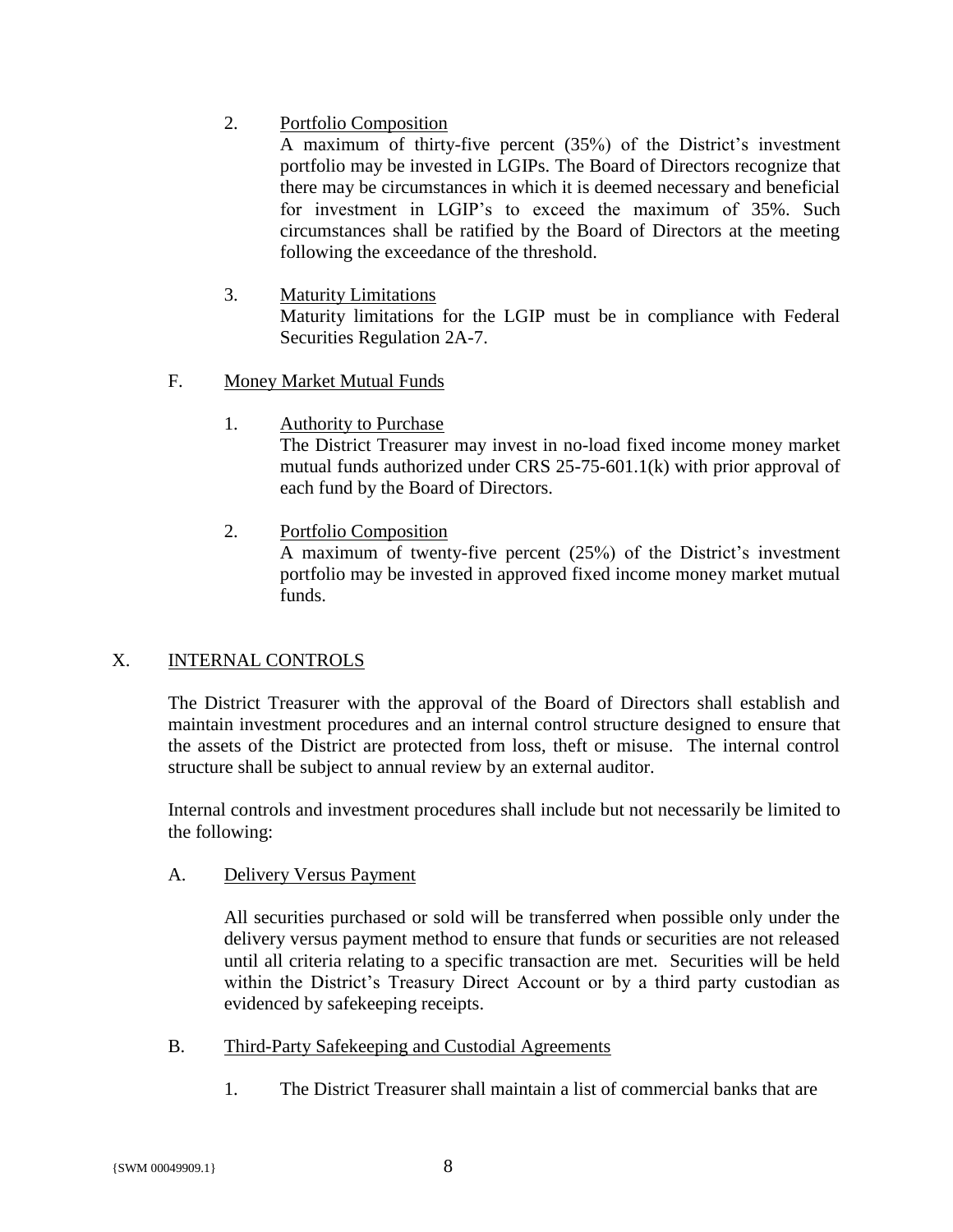2. Portfolio Composition

A maximum of thirty-five percent (35%) of the District's investment portfolio may be invested in LGIPs. The Board of Directors recognize that there may be circumstances in which it is deemed necessary and beneficial for investment in LGIP's to exceed the maximum of 35%. Such circumstances shall be ratified by the Board of Directors at the meeting following the exceedance of the threshold.

3. Maturity Limitations

Maturity limitations for the LGIP must be in compliance with Federal Securities Regulation 2A-7.

F. Money Market Mutual Funds

1. Authority to Purchase

The District Treasurer may invest in no-load fixed income money market mutual funds authorized under CRS 25-75-601.1(k) with prior approval of each fund by the Board of Directors.

2. Portfolio Composition

A maximum of twenty-five percent (25%) of the District's investment portfolio may be invested in approved fixed income money market mutual funds.

## X. INTERNAL CONTROLS

The District Treasurer with the approval of the Board of Directors shall establish and maintain investment procedures and an internal control structure designed to ensure that the assets of the District are protected from loss, theft or misuse. The internal control structure shall be subject to annual review by an external auditor.

Internal controls and investment procedures shall include but not necessarily be limited to the following:

A. Delivery Versus Payment

All securities purchased or sold will be transferred when possible only under the delivery versus payment method to ensure that funds or securities are not released until all criteria relating to a specific transaction are met. Securities will be held within the District's Treasury Direct Account or by a third party custodian as evidenced by safekeeping receipts.

B. Third-Party Safekeeping and Custodial Agreements

1. The District Treasurer shall maintain a list of commercial banks that are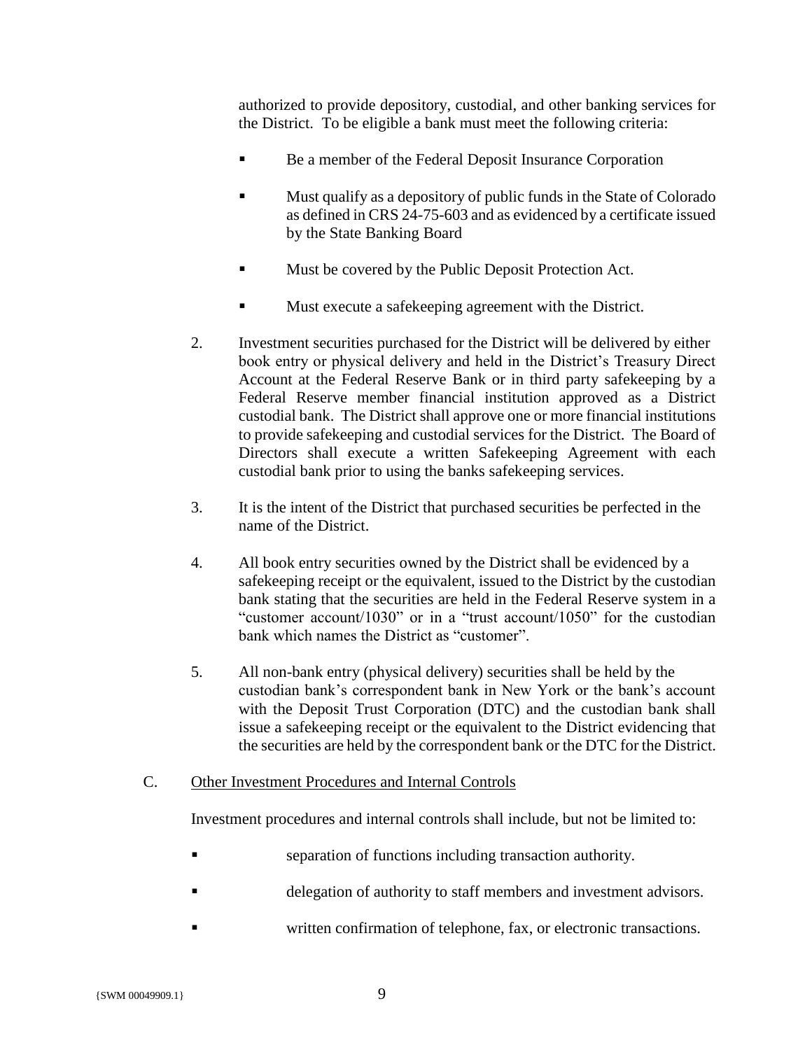authorized to provide depository, custodial, and other banking services for the District. To be eligible a bank must meet the following criteria:

- Be a member of the Federal Deposit Insurance Corporation
- Must qualify as a depository of public funds in the State of Colorado as defined in CRS 24-75-603 and as evidenced by a certificate issued by the State Banking Board
- Must be covered by the Public Deposit Protection Act.
- Must execute a safekeeping agreement with the District.

2. Investment securities purchased for the District will be delivered by either book entry or physical delivery and held in the District's Treasury Direct Account at the Federal Reserve Bank or in third party safekeeping by a Federal Reserve member financial institution approved as a District custodial bank. The District shall approve one or more financial institutions to provide safekeeping and custodial services for the District. The Board of Directors shall execute a written Safekeeping Agreement with each custodial bank prior to using the banks safekeeping services.

3. It is the intent of the District that purchased securities be perfected in the name of the District.

4. All book entry securities owned by the District shall be evidenced by a safekeeping receipt or the equivalent, issued to the District by the custodian bank stating that the securities are held in the Federal Reserve system in a "customer account/1030" or in a "trust account/1050" for the custodian bank which names the District as "customer".

5. All non-bank entry (physical delivery) securities shall be held by the custodian bank's correspondent bank in New York or the bank's account with the Deposit Trust Corporation (DTC) and the custodian bank shall issue a safekeeping receipt or the equivalent to the District evidencing that the securities are held by the correspondent bank or the DTC for the District.

C. Other Investment Procedures and Internal Controls

Investment procedures and internal controls shall include, but not be limited to:

- separation of functions including transaction authority.
- delegation of authority to staff members and investment advisors.
- written confirmation of telephone, fax, or electronic transactions.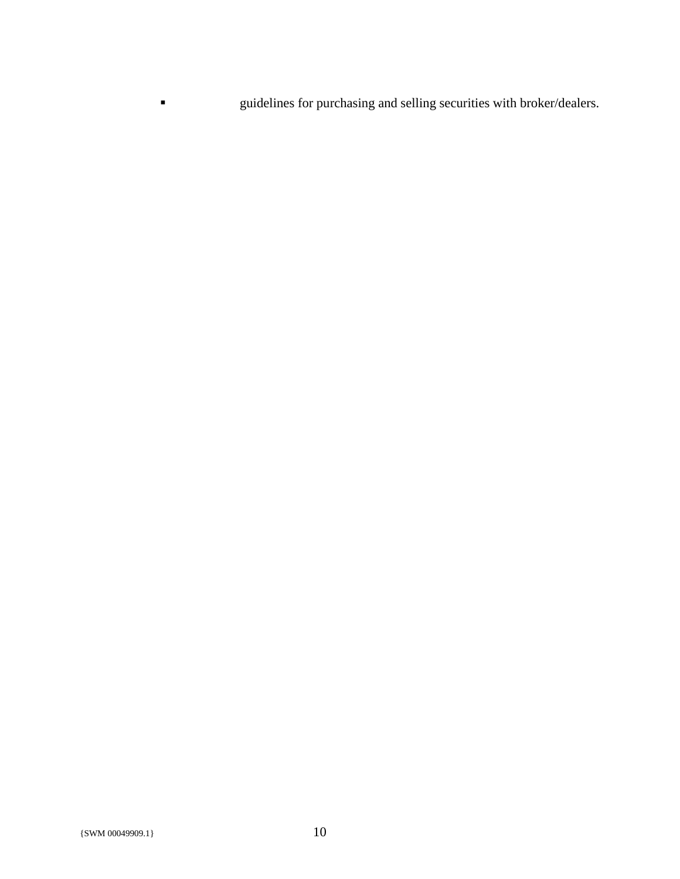- guidelines for purchasing and selling securities with broker/dealers.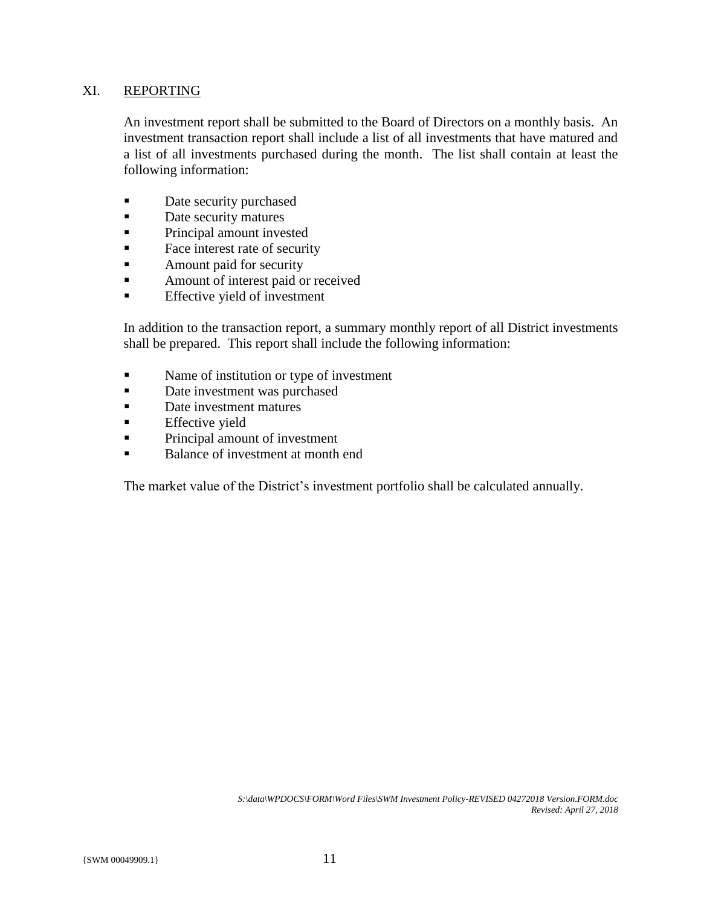## XI. REPORTING

An investment report shall be submitted to the Board of Directors on a monthly basis. An investment transaction report shall include a list of all investments that have matured and a list of all investments purchased during the month. The list shall contain at least the following information:

- Date security purchased
- Date security matures
- Principal amount invested
- Face interest rate of security
- Amount paid for security
- Amount of interest paid or received
- Effective yield of investment

In addition to the transaction report, a summary monthly report of all District investments shall be prepared. This report shall include the following information:

- Name of institution or type of investment
- Date investment was purchased
- Date investment matures
- Effective yield
- Principal amount of investment
- Balance of investment at month end

The market value of the District's investment portfolio shall be calculated annually.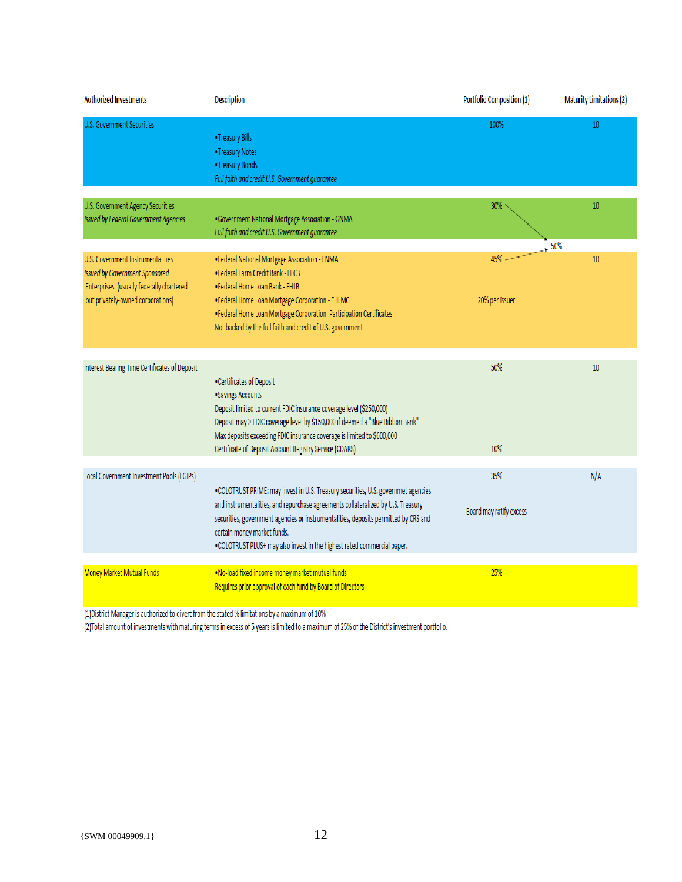| Authorized Investments | Description | Portfolio Composition (1) | Maturity Limitations (2) |
|---|---|---|---|
| U.S. Government Securities | •Treasury Bills<br>•Treasury Notes<br>•Treasury Bonds<br>*Full faith and credit U.S. Government guarantee* | 100% | 10 |
| U.S. Government Agency Securities<br>*Issued by Federal Government Agencies* | •Government National Mortgage Association - GNMA<br>*Full faith and credit U.S. Government guarantee* | 30% (combined with U.S. Government Instrumentalities: 50%) | 10 |
| U.S. Government Instrumentalities<br>*Issued by Government Sponsored Enterprises (usually federally chartered but privately-owned corporations)* | •Federal National Mortgage Association - FNMA<br>•Federal Farm Credit Bank - FFCB<br>•Federal Home Loan Bank - FHLB<br>•Federal Home Loan Mortgage Corporation - FHLMC<br>•Federal Home Loan Mortgage Corporation Participation Certificates<br>Not backed by the full faith and credit of U.S. government | 45% (combined with U.S. Government Agency Securities: 50%)<br>20% per issuer | 10 |
| Interest Bearing Time Certificates of Deposit | •Certificates of Deposit<br>•Savings Accounts<br>Deposit limited to current FDIC insurance coverage level ($250,000)<br>Deposit may > FDIC coverage level by $150,000 if deemed a "Blue Ribbon Bank"<br>Max deposits exceeding FDIC insurance coverage is limited to $600,000<br>Certificate of Deposit Account Registry Service (CDARS) | 50%<br>10% (CDARS) | 10 |
| Local Government Investment Pools (LGIPs) | •COLOTRUST PRIME: may invest in U.S. Treasury securities, U.S. governmet agencies and instrumentalities, and repurchase agreements collateralized by U.S. Treasury securities, government agencies or instrumentalities, deposits permitted by CRS and certain money market funds.<br>•COLOTRUST PLUS+ may also invest in the highest rated commercial paper. | 35%<br>Board may ratify excess | N/A |
| Money Market Mutual Funds | •No-load fixed income money market mutual funds<br>Requires prior approval of each fund by Board of Directors | 25% | |

(1)District Manager is authorized to divert from the stated % limitations by a maximum of 10%

(2)Total amount of investments with maturing terms in excess of 5 years is limited to a maximum of 25% of the District's investment portfolio.

{SWM 00049909.1}